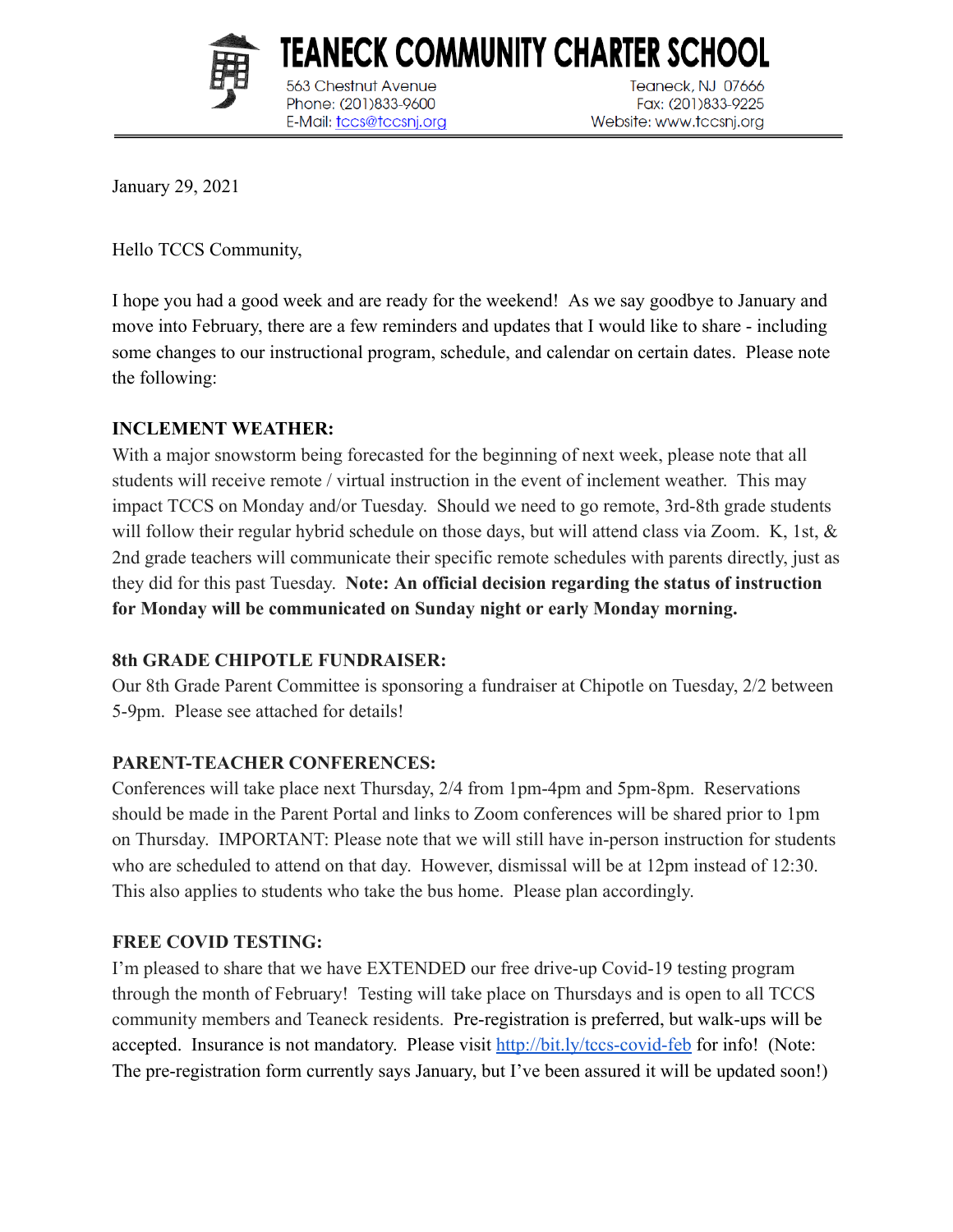# TEANECK COMMUNITY CHARTER SCHOOL

563 Chestnut Avenue
Teaneck, NJ 07666
Phone: (201)833-9600
Fax: (201)833-9225
E-Mail: tccs@tccsnj.org
Website: www.tccsnj.org

January 29, 2021

Hello TCCS Community,

I hope you had a good week and are ready for the weekend! As we say goodbye to January and move into February, there are a few reminders and updates that I would like to share - including some changes to our instructional program, schedule, and calendar on certain dates. Please note the following:

**INCLEMENT WEATHER:**

With a major snowstorm being forecasted for the beginning of next week, please note that all students will receive remote / virtual instruction in the event of inclement weather. This may impact TCCS on Monday and/or Tuesday. Should we need to go remote, 3rd-8th grade students will follow their regular hybrid schedule on those days, but will attend class via Zoom. K, 1st, & 2nd grade teachers will communicate their specific remote schedules with parents directly, just as they did for this past Tuesday. **Note: An official decision regarding the status of instruction for Monday will be communicated on Sunday night or early Monday morning.**

**8th GRADE CHIPOTLE FUNDRAISER:**

Our 8th Grade Parent Committee is sponsoring a fundraiser at Chipotle on Tuesday, 2/2 between 5-9pm. Please see attached for details!

**PARENT-TEACHER CONFERENCES:**

Conferences will take place next Thursday, 2/4 from 1pm-4pm and 5pm-8pm. Reservations should be made in the Parent Portal and links to Zoom conferences will be shared prior to 1pm on Thursday. IMPORTANT: Please note that we will still have in-person instruction for students who are scheduled to attend on that day. However, dismissal will be at 12pm instead of 12:30. This also applies to students who take the bus home. Please plan accordingly.

**FREE COVID TESTING:**

I'm pleased to share that we have EXTENDED our free drive-up Covid-19 testing program through the month of February! Testing will take place on Thursdays and is open to all TCCS community members and Teaneck residents. Pre-registration is preferred, but walk-ups will be accepted. Insurance is not mandatory. Please visit http://bit.ly/tccs-covid-feb for info! (Note: The pre-registration form currently says January, but I've been assured it will be updated soon!)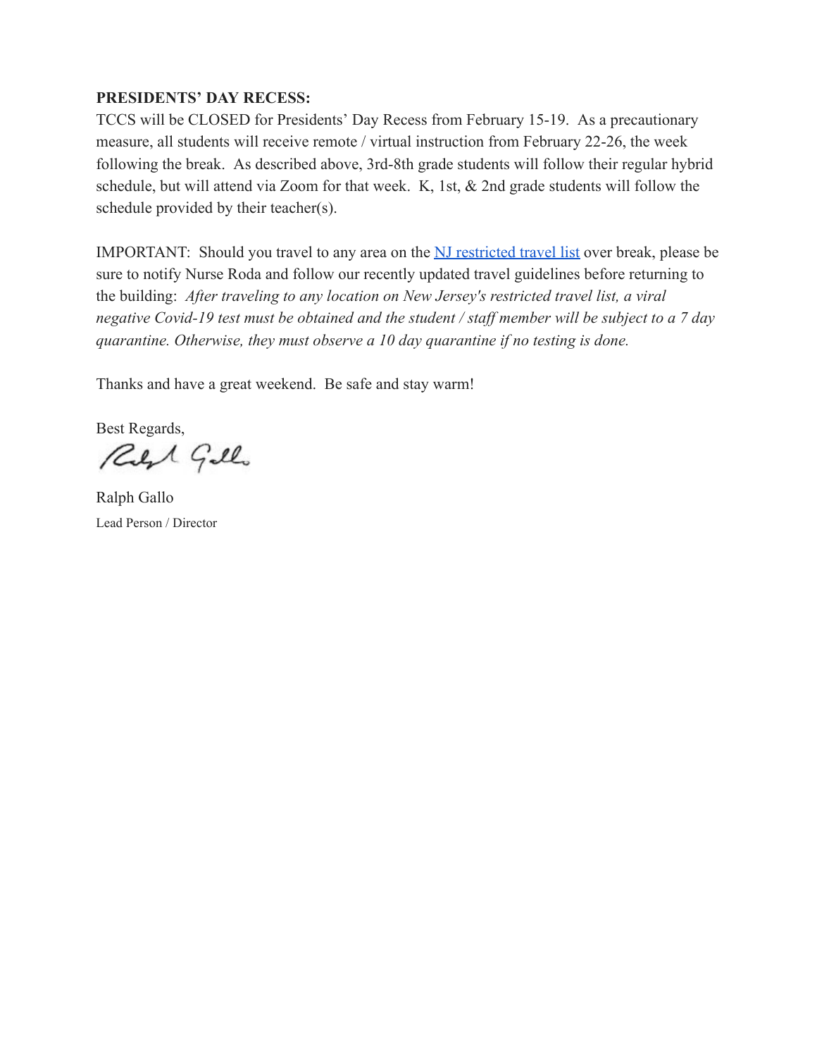**PRESIDENTS' DAY RECESS:**
TCCS will be CLOSED for Presidents' Day Recess from February 15-19. As a precautionary measure, all students will receive remote / virtual instruction from February 22-26, the week following the break. As described above, 3rd-8th grade students will follow their regular hybrid schedule, but will attend via Zoom for that week. K, 1st, & 2nd grade students will follow the schedule provided by their teacher(s).

IMPORTANT: Should you travel to any area on the NJ restricted travel list over break, please be sure to notify Nurse Roda and follow our recently updated travel guidelines before returning to the building: *After traveling to any location on New Jersey's restricted travel list, a viral negative Covid-19 test must be obtained and the student / staff member will be subject to a 7 day quarantine. Otherwise, they must observe a 10 day quarantine if no testing is done.*

Thanks and have a great weekend. Be safe and stay warm!

Best Regards,

Ralph Gallo
Lead Person / Director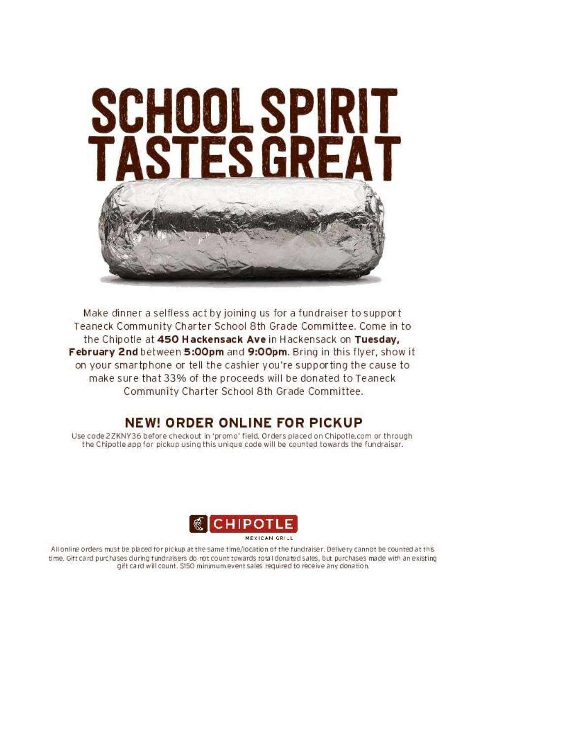# SCHOOL SPIRIT TASTES GREAT

Make dinner a selfless act by joining us for a fundraiser to support Teaneck Community Charter School 8th Grade Committee. Come in to the Chipotle at **450 Hackensack Ave** in Hackensack on **Tuesday, February 2nd** between **5:00pm** and **9:00pm**. Bring in this flyer, show it on your smartphone or tell the cashier you're supporting the cause to make sure that 33% of the proceeds will be donated to Teaneck Community Charter School 8th Grade Committee.

## NEW! ORDER ONLINE FOR PICKUP

Use code 2ZKNY36 before checkout in 'promo' field. Orders placed on Chipotle.com or through the Chipotle app for pickup using this unique code will be counted towards the fundraiser.

CHIPOTLE
MEXICAN GRILL

All online orders must be placed for pickup at the same time/location of the fundraiser. Delivery cannot be counted at this time. Gift card purchases during fundraisers do not count towards total donated sales, but purchases made with an existing gift card will count. $150 minimum event sales required to receive any donation.